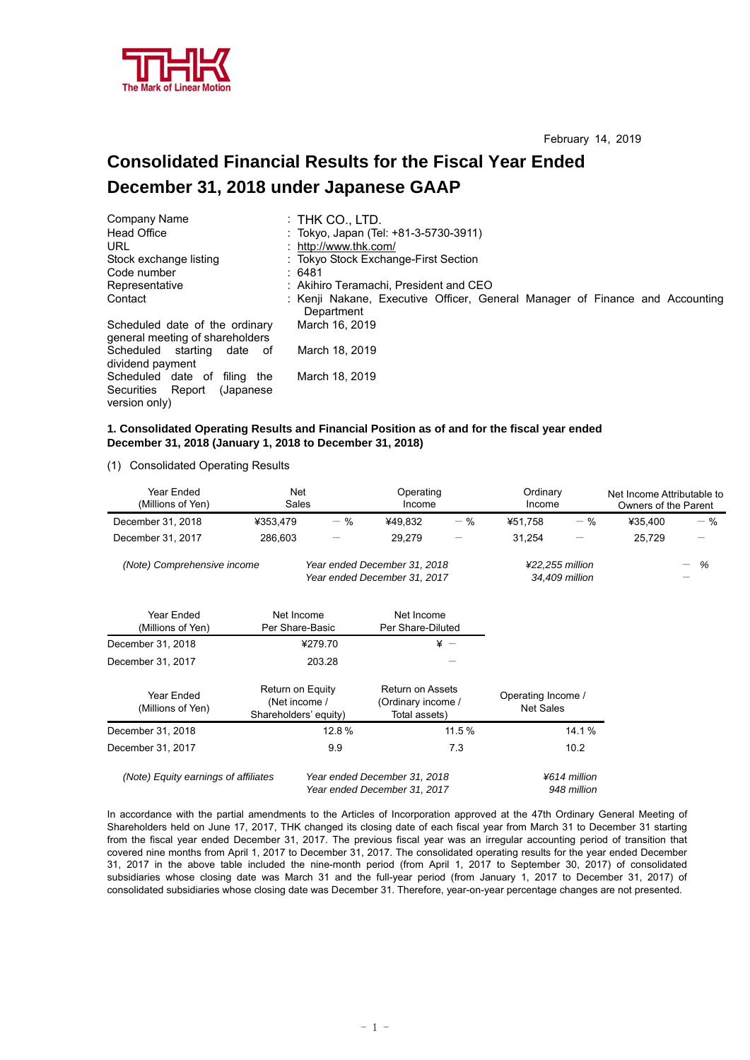February 14, 2019

# Consolidated Financial Results for the Fiscal Year Ended December 31, 2018 under Japanese GAAP

| | |
|---|---|
| Company Name | : THK CO., LTD. |
| Head Office | : Tokyo, Japan (Tel: +81-3-5730-3911) |
| URL | : http://www.thk.com/ |
| Stock exchange listing | : Tokyo Stock Exchange-First Section |
| Code number | : 6481 |
| Representative | : Akihiro Teramachi, President and CEO |
| Contact | : Kenji Nakane, Executive Officer, General Manager of Finance and Accounting Department |
| Scheduled date of the ordinary general meeting of shareholders | March 16, 2019 |
| Scheduled starting date of dividend payment | March 18, 2019 |
| Scheduled date of filing the Securities Report (Japanese version only) | March 18, 2019 |

**1. Consolidated Operating Results and Financial Position as of and for the fiscal year ended December 31, 2018 (January 1, 2018 to December 31, 2018)**

(1) Consolidated Operating Results

| Year Ended (Millions of Yen) | Net Sales | | Operating Income | | Ordinary Income | | Net Income Attributable to Owners of the Parent | |
|---|---|---|---|---|---|---|---|---|
| December 31, 2018 | ¥353,479 | － % | ¥49,832 | － % | ¥51,758 | － % | ¥35,400 | － % |
| December 31, 2017 | 286,603 | － | 29,279 | － | 31,254 | － | 25,729 | － |

*(Note) Comprehensive income*

| | | | |
|---|---|---|---|
| | *Year ended December 31, 2018* | *¥22,255 million* | － *%* |
| | *Year ended December 31, 2017* | *34,409 million* | － |

| Year Ended (Millions of Yen) | Net Income Per Share-Basic | Net Income Per Share-Diluted |
|---|---|---|
| December 31, 2018 | ¥279.70 | ¥ － |
| December 31, 2017 | 203.28 | － |

| Year Ended (Millions of Yen) | Return on Equity (Net income / Shareholders' equity) | Return on Assets (Ordinary income / Total assets) | Operating Income / Net Sales |
|---|---|---|---|
| December 31, 2018 | 12.8 % | 11.5 % | 14.1 % |
| December 31, 2017 | 9.9 | 7.3 | 10.2 |

*(Note) Equity earnings of affiliates*

| | |
|---|---|
| *Year ended December 31, 2018* | *¥614 million* |
| *Year ended December 31, 2017* | *948 million* |

In accordance with the partial amendments to the Articles of Incorporation approved at the 47th Ordinary General Meeting of Shareholders held on June 17, 2017, THK changed its closing date of each fiscal year from March 31 to December 31 starting from the fiscal year ended December 31, 2017. The previous fiscal year was an irregular accounting period of transition that covered nine months from April 1, 2017 to December 31, 2017. The consolidated operating results for the year ended December 31, 2017 in the above table included the nine-month period (from April 1, 2017 to September 30, 2017) of consolidated subsidiaries whose closing date was March 31 and the full-year period (from January 1, 2017 to December 31, 2017) of consolidated subsidiaries whose closing date was December 31. Therefore, year-on-year percentage changes are not presented.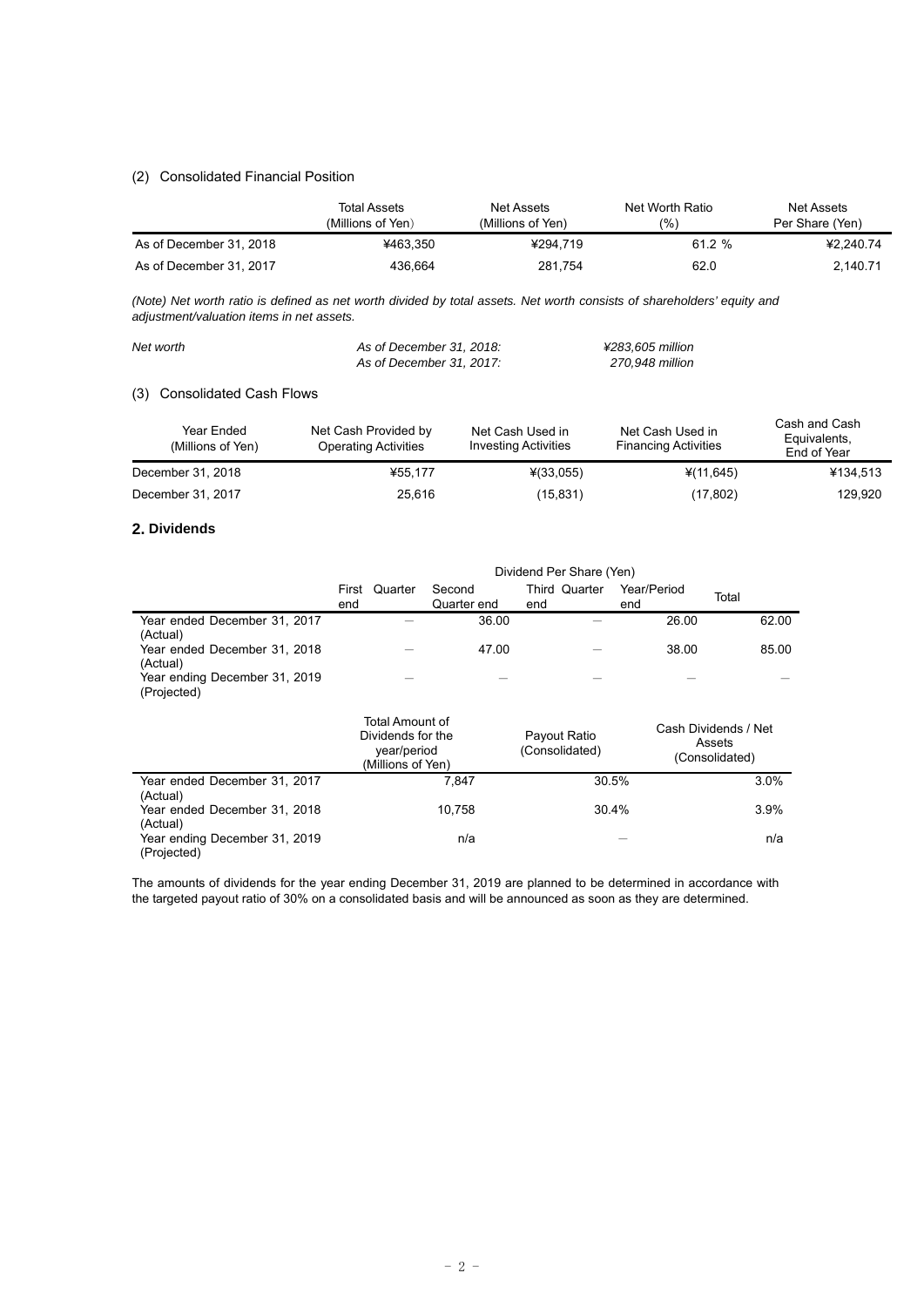### (2) Consolidated Financial Position

| | Total Assets (Millions of Yen) | Net Assets (Millions of Yen) | Net Worth Ratio (%) | Net Assets Per Share (Yen) |
|---|---|---|---|---|
| As of December 31, 2018 | ¥463,350 | ¥294,719 | 61.2 % | ¥2,240.74 |
| As of December 31, 2017 | 436,664 | 281,754 | 62.0 | 2,140.71 |

*(Note) Net worth ratio is defined as net worth divided by total assets. Net worth consists of shareholders' equity and adjustment/valuation items in net assets.*

| *Net worth* | *As of December 31, 2018:* | *¥283,605 million* |
|---|---|---|
| | *As of December 31, 2017:* | *270,948 million* |

### (3) Consolidated Cash Flows

| Year Ended (Millions of Yen) | Net Cash Provided by Operating Activities | Net Cash Used in Investing Activities | Net Cash Used in Financing Activities | Cash and Cash Equivalents, End of Year |
|---|---|---|---|---|
| December 31, 2018 | ¥55,177 | ¥(33,055) | ¥(11,645) | ¥134,513 |
| December 31, 2017 | 25,616 | (15,831) | (17,802) | 129,920 |

## 2. Dividends

| | Dividend Per Share (Yen) | | | | |
|---|---|---|---|---|---|
| | First Quarter end | Second Quarter end | Third Quarter end | Year/Period end | Total |
| Year ended December 31, 2017 (Actual) | — | 36.00 | — | 26.00 | 62.00 |
| Year ended December 31, 2018 (Actual) | — | 47.00 | — | 38.00 | 85.00 |
| Year ending December 31, 2019 (Projected) | — | — | — | — | — |

| | Total Amount of Dividends for the year/period (Millions of Yen) | Payout Ratio (Consolidated) | Cash Dividends / Net Assets (Consolidated) |
|---|---|---|---|
| Year ended December 31, 2017 (Actual) | 7,847 | 30.5% | 3.0% |
| Year ended December 31, 2018 (Actual) | 10,758 | 30.4% | 3.9% |
| Year ending December 31, 2019 (Projected) | n/a | — | n/a |

The amounts of dividends for the year ending December 31, 2019 are planned to be determined in accordance with the targeted payout ratio of 30% on a consolidated basis and will be announced as soon as they are determined.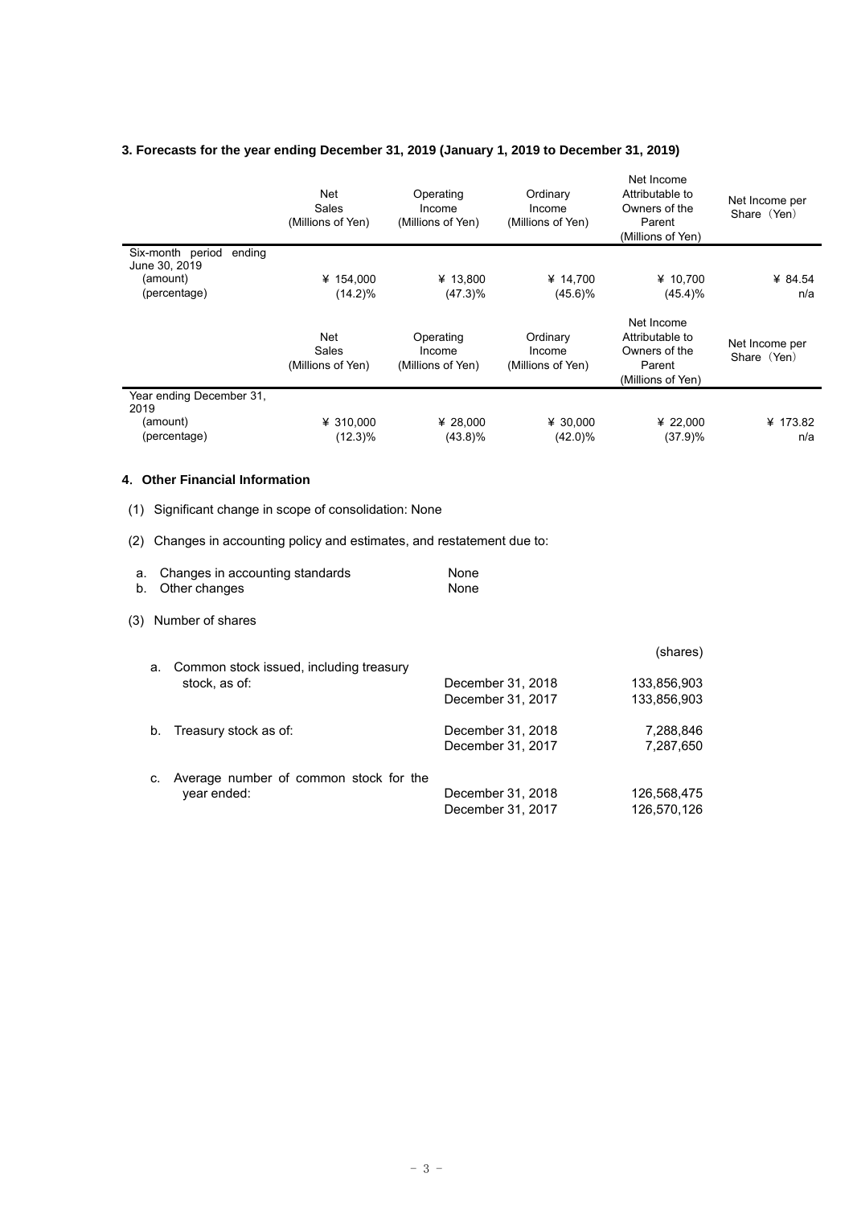### 3. Forecasts for the year ending December 31, 2019 (January 1, 2019 to December 31, 2019)

| | Net Sales (Millions of Yen) | Operating Income (Millions of Yen) | Ordinary Income (Millions of Yen) | Net Income Attributable to Owners of the Parent (Millions of Yen) | Net Income per Share（Yen） |
|---|---|---|---|---|---|
| Six-month period ending June 30, 2019 | | | | | |
| (amount) | ¥ 154,000 | ¥ 13,800 | ¥ 14,700 | ¥ 10,700 | ¥ 84.54 |
| (percentage) | (14.2)% | (47.3)% | (45.6)% | (45.4)% | n/a |

| | Net Sales (Millions of Yen) | Operating Income (Millions of Yen) | Ordinary Income (Millions of Yen) | Net Income Attributable to Owners of the Parent (Millions of Yen) | Net Income per Share（Yen） |
|---|---|---|---|---|---|
| Year ending December 31, 2019 | | | | | |
| (amount) | ¥ 310,000 | ¥ 28,000 | ¥ 30,000 | ¥ 22,000 | ¥ 173.82 |
| (percentage) | (12.3)% | (43.8)% | (42.0)% | (37.9)% | n/a |

### 4. Other Financial Information

(1) Significant change in scope of consolidation: None

(2) Changes in accounting policy and estimates, and restatement due to:

| | |
|---|---|
| a. Changes in accounting standards | None |
| b. Other changes | None |

(3) Number of shares

| | | (shares) |
|---|---|---|
| a. Common stock issued, including treasury stock, as of: | December 31, 2018 | 133,856,903 |
| | December 31, 2017 | 133,856,903 |
| b. Treasury stock as of: | December 31, 2018 | 7,288,846 |
| | December 31, 2017 | 7,287,650 |
| c. Average number of common stock for the year ended: | December 31, 2018 | 126,568,475 |
| | December 31, 2017 | 126,570,126 |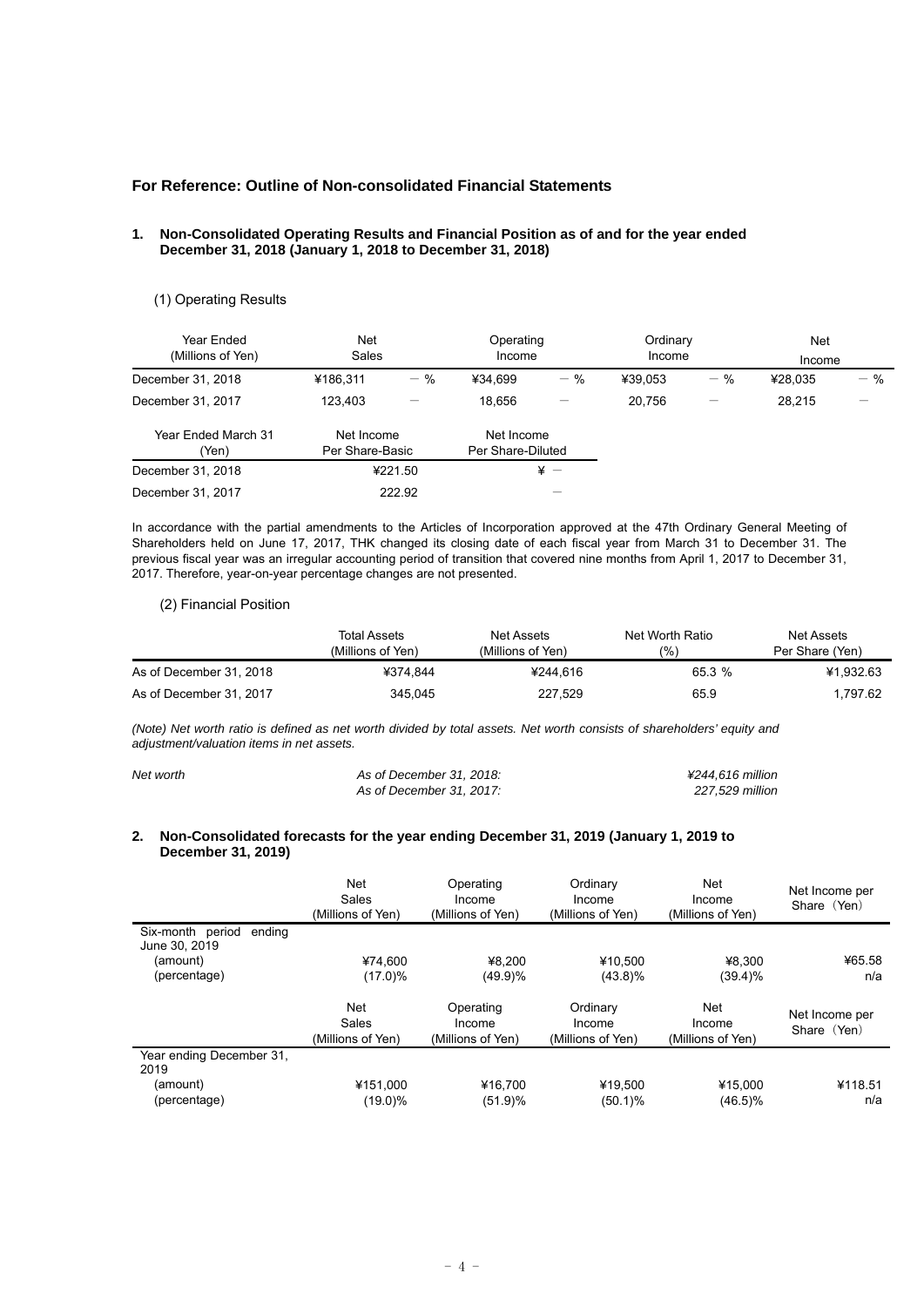## For Reference: Outline of Non-consolidated Financial Statements

### 1. Non-Consolidated Operating Results and Financial Position as of and for the year ended December 31, 2018 (January 1, 2018 to December 31, 2018)

(1) Operating Results

| Year Ended (Millions of Yen) | Net Sales | | Operating Income | | Ordinary Income | | Net Income | |
|---|---|---|---|---|---|---|---|---|
| December 31, 2018 | ¥186,311 | − % | ¥34,699 | − % | ¥39,053 | − % | ¥28,035 | − % |
| December 31, 2017 | 123,403 | − | 18,656 | − | 20,756 | − | 28,215 | − |

| Year Ended March 31 (Yen) | Net Income Per Share-Basic | Net Income Per Share-Diluted |
|---|---|---|
| December 31, 2018 | ¥221.50 | ¥ − |
| December 31, 2017 | 222.92 | − |

In accordance with the partial amendments to the Articles of Incorporation approved at the 47th Ordinary General Meeting of Shareholders held on June 17, 2017, THK changed its closing date of each fiscal year from March 31 to December 31. The previous fiscal year was an irregular accounting period of transition that covered nine months from April 1, 2017 to December 31, 2017. Therefore, year-on-year percentage changes are not presented.

(2) Financial Position

| | Total Assets (Millions of Yen) | Net Assets (Millions of Yen) | Net Worth Ratio (%) | Net Assets Per Share (Yen) |
|---|---|---|---|---|
| As of December 31, 2018 | ¥374,844 | ¥244,616 | 65.3 % | ¥1,932.63 |
| As of December 31, 2017 | 345,045 | 227,529 | 65.9 | 1,797.62 |

*(Note) Net worth ratio is defined as net worth divided by total assets. Net worth consists of shareholders' equity and adjustment/valuation items in net assets.*

| *Net worth* | *As of December 31, 2018:* | *¥244,616 million* |
|---|---|---|
| | *As of December 31, 2017:* | *227,529 million* |

### 2. Non-Consolidated forecasts for the year ending December 31, 2019 (January 1, 2019 to December 31, 2019)

| | Net Sales (Millions of Yen) | Operating Income (Millions of Yen) | Ordinary Income (Millions of Yen) | Net Income (Millions of Yen) | Net Income per Share（Yen） |
|---|---|---|---|---|---|
| Six-month period ending June 30, 2019 | | | | | |
| (amount) | ¥74,600 | ¥8,200 | ¥10,500 | ¥8,300 | ¥65.58 |
| (percentage) | (17.0)% | (49.9)% | (43.8)% | (39.4)% | n/a |

| | Net Sales (Millions of Yen) | Operating Income (Millions of Yen) | Ordinary Income (Millions of Yen) | Net Income (Millions of Yen) | Net Income per Share（Yen） |
|---|---|---|---|---|---|
| Year ending December 31, 2019 | | | | | |
| (amount) | ¥151,000 | ¥16,700 | ¥19,500 | ¥15,000 | ¥118.51 |
| (percentage) | (19.0)% | (51.9)% | (50.1)% | (46.5)% | n/a |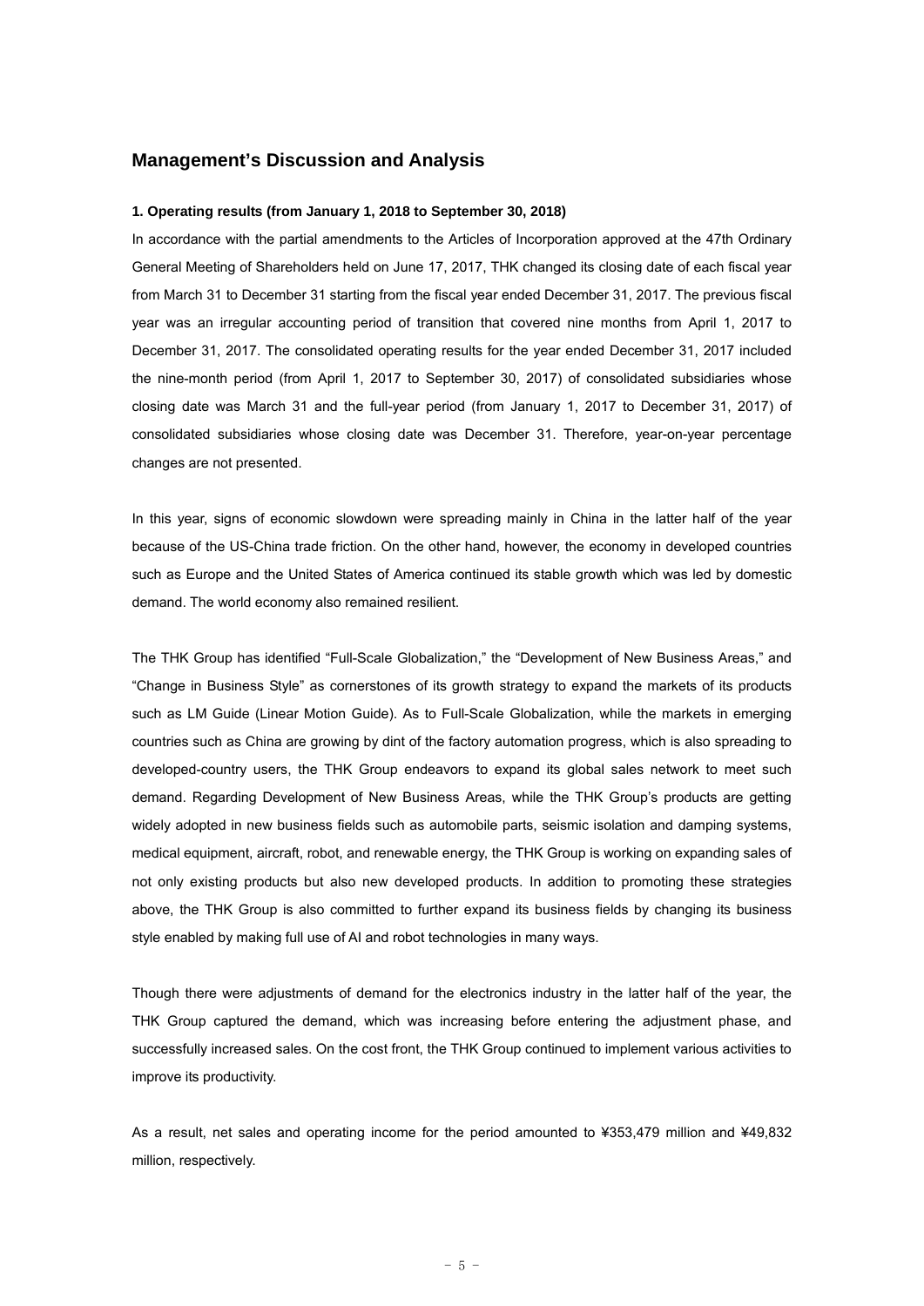## Management's Discussion and Analysis

### 1. Operating results (from January 1, 2018 to September 30, 2018)

In accordance with the partial amendments to the Articles of Incorporation approved at the 47th Ordinary General Meeting of Shareholders held on June 17, 2017, THK changed its closing date of each fiscal year from March 31 to December 31 starting from the fiscal year ended December 31, 2017. The previous fiscal year was an irregular accounting period of transition that covered nine months from April 1, 2017 to December 31, 2017. The consolidated operating results for the year ended December 31, 2017 included the nine-month period (from April 1, 2017 to September 30, 2017) of consolidated subsidiaries whose closing date was March 31 and the full-year period (from January 1, 2017 to December 31, 2017) of consolidated subsidiaries whose closing date was December 31. Therefore, year-on-year percentage changes are not presented.

In this year, signs of economic slowdown were spreading mainly in China in the latter half of the year because of the US-China trade friction. On the other hand, however, the economy in developed countries such as Europe and the United States of America continued its stable growth which was led by domestic demand. The world economy also remained resilient.

The THK Group has identified "Full-Scale Globalization," the "Development of New Business Areas," and "Change in Business Style" as cornerstones of its growth strategy to expand the markets of its products such as LM Guide (Linear Motion Guide). As to Full-Scale Globalization, while the markets in emerging countries such as China are growing by dint of the factory automation progress, which is also spreading to developed-country users, the THK Group endeavors to expand its global sales network to meet such demand. Regarding Development of New Business Areas, while the THK Group's products are getting widely adopted in new business fields such as automobile parts, seismic isolation and damping systems, medical equipment, aircraft, robot, and renewable energy, the THK Group is working on expanding sales of not only existing products but also new developed products. In addition to promoting these strategies above, the THK Group is also committed to further expand its business fields by changing its business style enabled by making full use of AI and robot technologies in many ways.

Though there were adjustments of demand for the electronics industry in the latter half of the year, the THK Group captured the demand, which was increasing before entering the adjustment phase, and successfully increased sales. On the cost front, the THK Group continued to implement various activities to improve its productivity.

As a result, net sales and operating income for the period amounted to ¥353,479 million and ¥49,832 million, respectively.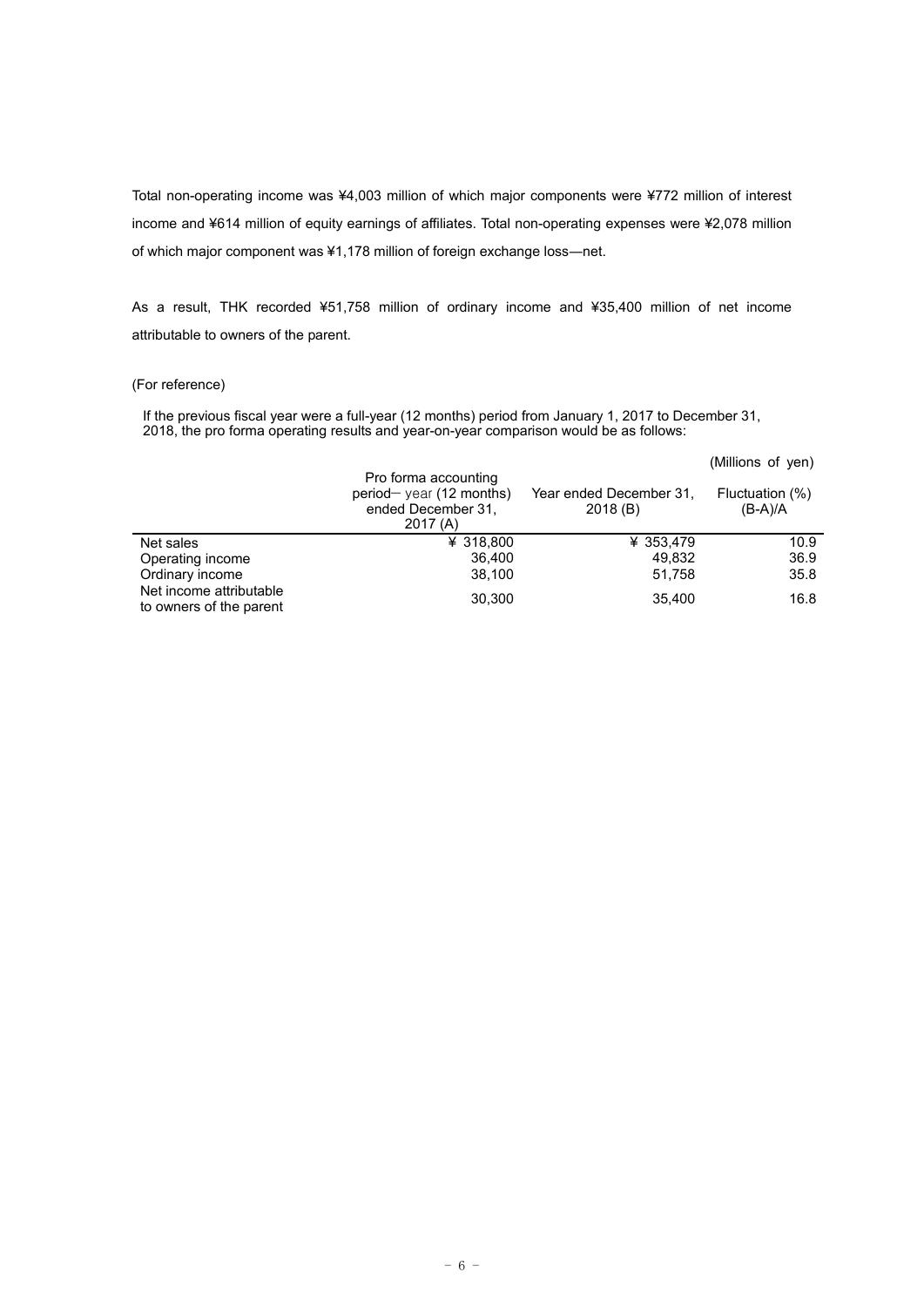Total non-operating income was ¥4,003 million of which major components were ¥772 million of interest income and ¥614 million of equity earnings of affiliates. Total non-operating expenses were ¥2,078 million of which major component was ¥1,178 million of foreign exchange loss—net.

As a result, THK recorded ¥51,758 million of ordinary income and ¥35,400 million of net income attributable to owners of the parent.

(For reference)

If the previous fiscal year were a full-year (12 months) period from January 1, 2017 to December 31, 2018, the pro forma operating results and year-on-year comparison would be as follows:

(Millions of yen)

| | Pro forma accounting period– year (12 months) ended December 31, 2017 (A) | Year ended December 31, 2018 (B) | Fluctuation (%) (B-A)/A |
|---|---|---|---|
| Net sales | ¥ 318,800 | ¥ 353,479 | 10.9 |
| Operating income | 36,400 | 49,832 | 36.9 |
| Ordinary income | 38,100 | 51,758 | 35.8 |
| Net income attributable to owners of the parent | 30,300 | 35,400 | 16.8 |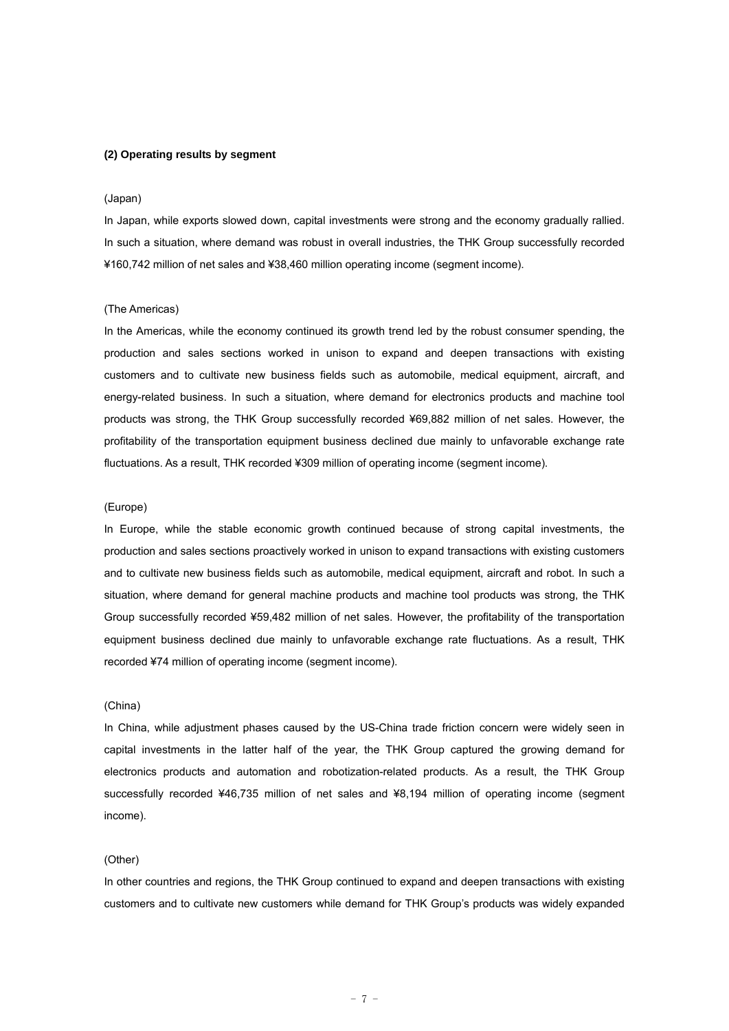**(2) Operating results by segment**

(Japan)

In Japan, while exports slowed down, capital investments were strong and the economy gradually rallied. In such a situation, where demand was robust in overall industries, the THK Group successfully recorded ¥160,742 million of net sales and ¥38,460 million operating income (segment income).

(The Americas)

In the Americas, while the economy continued its growth trend led by the robust consumer spending, the production and sales sections worked in unison to expand and deepen transactions with existing customers and to cultivate new business fields such as automobile, medical equipment, aircraft, and energy-related business. In such a situation, where demand for electronics products and machine tool products was strong, the THK Group successfully recorded ¥69,882 million of net sales. However, the profitability of the transportation equipment business declined due mainly to unfavorable exchange rate fluctuations. As a result, THK recorded ¥309 million of operating income (segment income).

(Europe)

In Europe, while the stable economic growth continued because of strong capital investments, the production and sales sections proactively worked in unison to expand transactions with existing customers and to cultivate new business fields such as automobile, medical equipment, aircraft and robot. In such a situation, where demand for general machine products and machine tool products was strong, the THK Group successfully recorded ¥59,482 million of net sales. However, the profitability of the transportation equipment business declined due mainly to unfavorable exchange rate fluctuations. As a result, THK recorded ¥74 million of operating income (segment income).

(China)

In China, while adjustment phases caused by the US-China trade friction concern were widely seen in capital investments in the latter half of the year, the THK Group captured the growing demand for electronics products and automation and robotization-related products. As a result, the THK Group successfully recorded ¥46,735 million of net sales and ¥8,194 million of operating income (segment income).

(Other)

In other countries and regions, the THK Group continued to expand and deepen transactions with existing customers and to cultivate new customers while demand for THK Group's products was widely expanded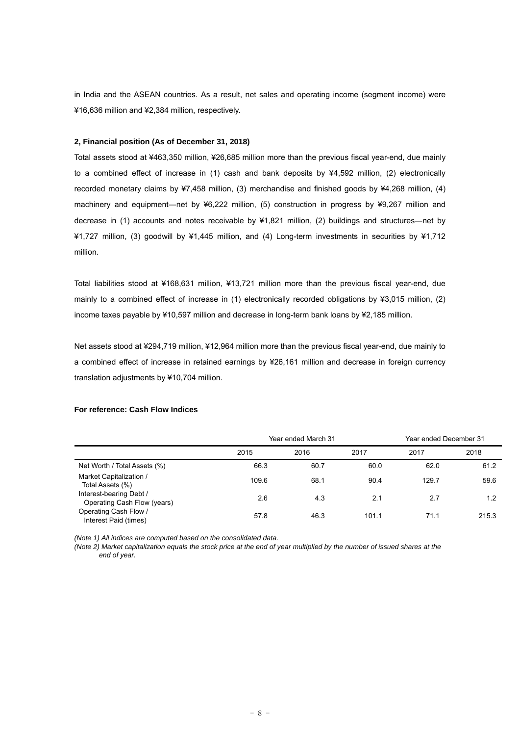in India and the ASEAN countries. As a result, net sales and operating income (segment income) were ¥16,636 million and ¥2,384 million, respectively.

**2, Financial position (As of December 31, 2018)**

Total assets stood at ¥463,350 million, ¥26,685 million more than the previous fiscal year-end, due mainly to a combined effect of increase in (1) cash and bank deposits by ¥4,592 million, (2) electronically recorded monetary claims by ¥7,458 million, (3) merchandise and finished goods by ¥4,268 million, (4) machinery and equipment—net by ¥6,222 million, (5) construction in progress by ¥9,267 million and decrease in (1) accounts and notes receivable by ¥1,821 million, (2) buildings and structures—net by ¥1,727 million, (3) goodwill by ¥1,445 million, and (4) Long-term investments in securities by ¥1,712 million.

Total liabilities stood at ¥168,631 million, ¥13,721 million more than the previous fiscal year-end, due mainly to a combined effect of increase in (1) electronically recorded obligations by ¥3,015 million, (2) income taxes payable by ¥10,597 million and decrease in long-term bank loans by ¥2,185 million.

Net assets stood at ¥294,719 million, ¥12,964 million more than the previous fiscal year-end, due mainly to a combined effect of increase in retained earnings by ¥26,161 million and decrease in foreign currency translation adjustments by ¥10,704 million.

**For reference: Cash Flow Indices**

| | Year ended March 31 | | | Year ended December 31 | |
|---|---|---|---|---|---|
| | 2015 | 2016 | 2017 | 2017 | 2018 |
| Net Worth / Total Assets (%) | 66.3 | 60.7 | 60.0 | 62.0 | 61.2 |
| Market Capitalization / Total Assets (%) | 109.6 | 68.1 | 90.4 | 129.7 | 59.6 |
| Interest-bearing Debt / Operating Cash Flow (years) | 2.6 | 4.3 | 2.1 | 2.7 | 1.2 |
| Operating Cash Flow / Interest Paid (times) | 57.8 | 46.3 | 101.1 | 71.1 | 215.3 |

*(Note 1) All indices are computed based on the consolidated data.*

*(Note 2) Market capitalization equals the stock price at the end of year multiplied by the number of issued shares at the end of year.*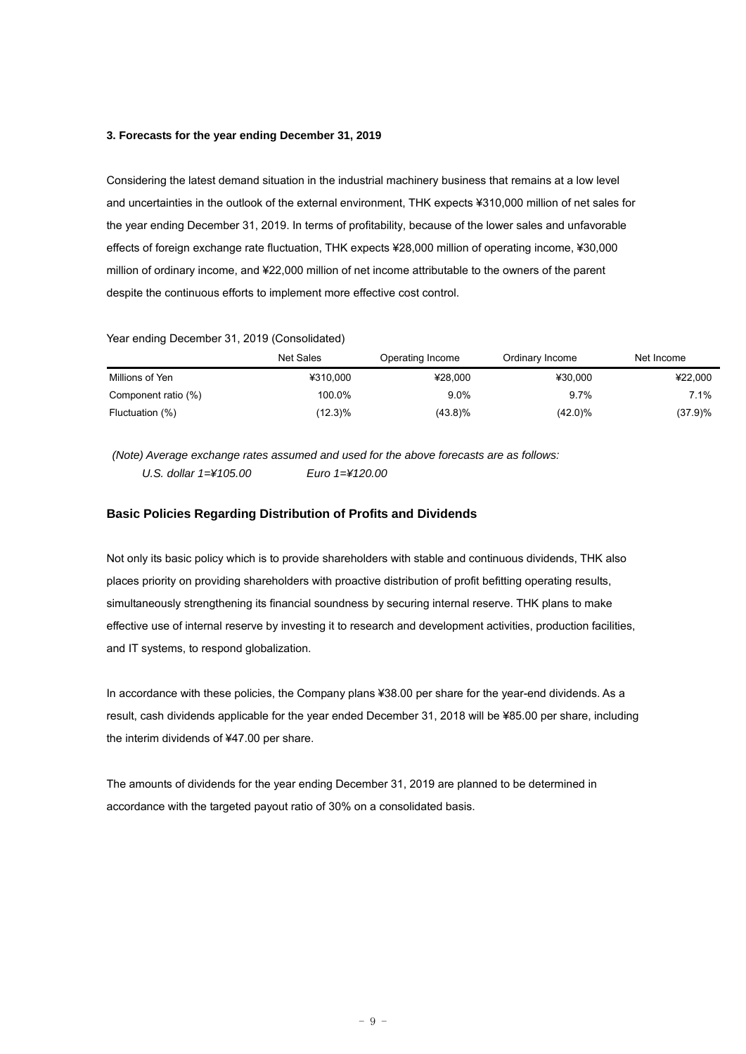### 3. Forecasts for the year ending December 31, 2019

Considering the latest demand situation in the industrial machinery business that remains at a low level and uncertainties in the outlook of the external environment, THK expects ¥310,000 million of net sales for the year ending December 31, 2019. In terms of profitability, because of the lower sales and unfavorable effects of foreign exchange rate fluctuation, THK expects ¥28,000 million of operating income, ¥30,000 million of ordinary income, and ¥22,000 million of net income attributable to the owners of the parent despite the continuous efforts to implement more effective cost control.

Year ending December 31, 2019 (Consolidated)

| | Net Sales | Operating Income | Ordinary Income | Net Income |
|---|---|---|---|---|
| Millions of Yen | ¥310,000 | ¥28,000 | ¥30,000 | ¥22,000 |
| Component ratio (%) | 100.0% | 9.0% | 9.7% | 7.1% |
| Fluctuation (%) | (12.3)% | (43.8)% | (42.0)% | (37.9)% |

*(Note) Average exchange rates assumed and used for the above forecasts are as follows:*
*U.S. dollar 1=¥105.00 Euro 1=¥120.00*

## Basic Policies Regarding Distribution of Profits and Dividends

Not only its basic policy which is to provide shareholders with stable and continuous dividends, THK also places priority on providing shareholders with proactive distribution of profit befitting operating results, simultaneously strengthening its financial soundness by securing internal reserve. THK plans to make effective use of internal reserve by investing it to research and development activities, production facilities, and IT systems, to respond globalization.

In accordance with these policies, the Company plans ¥38.00 per share for the year-end dividends. As a result, cash dividends applicable for the year ended December 31, 2018 will be ¥85.00 per share, including the interim dividends of ¥47.00 per share.

The amounts of dividends for the year ending December 31, 2019 are planned to be determined in accordance with the targeted payout ratio of 30% on a consolidated basis.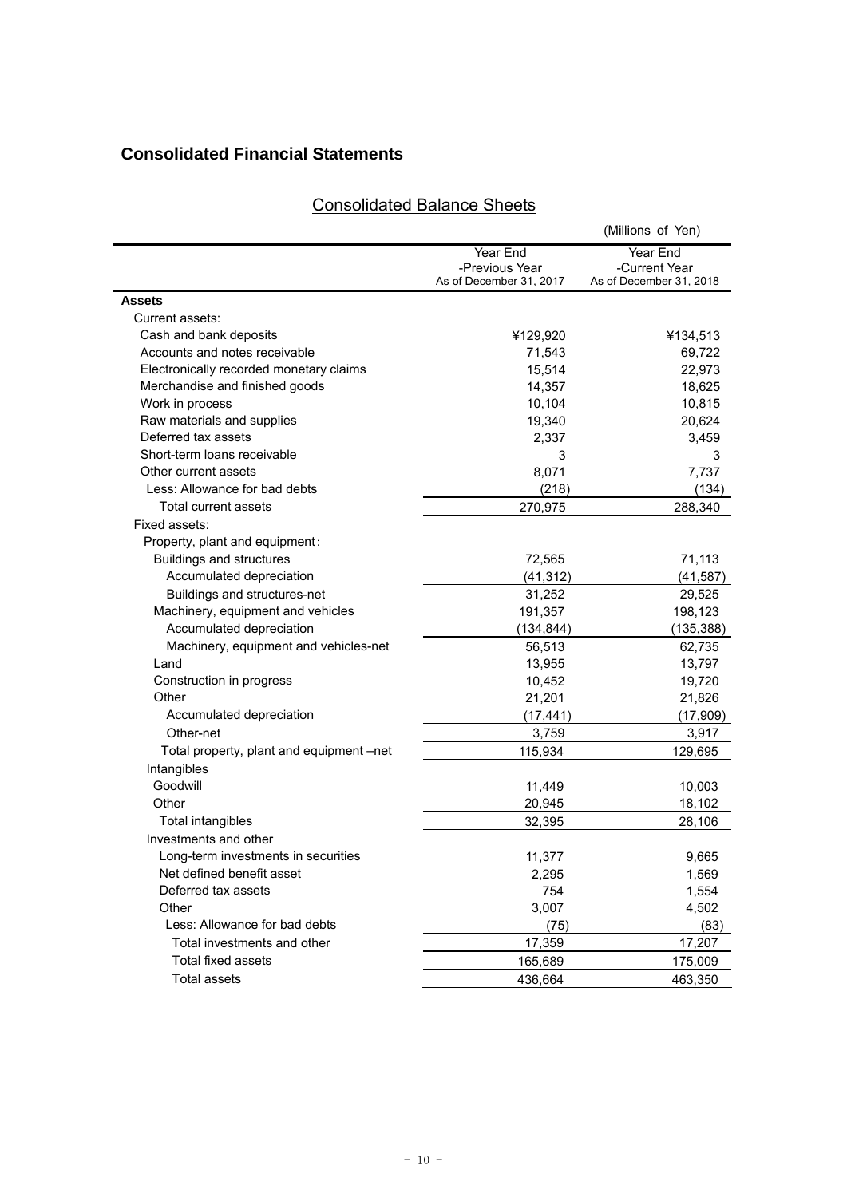## Consolidated Financial Statements

### Consolidated Balance Sheets

(Millions of Yen)

| | Year End -Previous Year As of December 31, 2017 | Year End -Current Year As of December 31, 2018 |
|---|---|---|
| **Assets** | | |
| Current assets: | | |
| Cash and bank deposits | ¥129,920 | ¥134,513 |
| Accounts and notes receivable | 71,543 | 69,722 |
| Electronically recorded monetary claims | 15,514 | 22,973 |
| Merchandise and finished goods | 14,357 | 18,625 |
| Work in process | 10,104 | 10,815 |
| Raw materials and supplies | 19,340 | 20,624 |
| Deferred tax assets | 2,337 | 3,459 |
| Short-term loans receivable | 3 | 3 |
| Other current assets | 8,071 | 7,737 |
| Less: Allowance for bad debts | (218) | (134) |
| Total current assets | 270,975 | 288,340 |
| Fixed assets: | | |
| Property, plant and equipment: | | |
| Buildings and structures | 72,565 | 71,113 |
| Accumulated depreciation | (41,312) | (41,587) |
| Buildings and structures-net | 31,252 | 29,525 |
| Machinery, equipment and vehicles | 191,357 | 198,123 |
| Accumulated depreciation | (134,844) | (135,388) |
| Machinery, equipment and vehicles-net | 56,513 | 62,735 |
| Land | 13,955 | 13,797 |
| Construction in progress | 10,452 | 19,720 |
| Other | 21,201 | 21,826 |
| Accumulated depreciation | (17,441) | (17,909) |
| Other-net | 3,759 | 3,917 |
| Total property, plant and equipment –net | 115,934 | 129,695 |
| Intangibles | | |
| Goodwill | 11,449 | 10,003 |
| Other | 20,945 | 18,102 |
| Total intangibles | 32,395 | 28,106 |
| Investments and other | | |
| Long-term investments in securities | 11,377 | 9,665 |
| Net defined benefit asset | 2,295 | 1,569 |
| Deferred tax assets | 754 | 1,554 |
| Other | 3,007 | 4,502 |
| Less: Allowance for bad debts | (75) | (83) |
| Total investments and other | 17,359 | 17,207 |
| Total fixed assets | 165,689 | 175,009 |
| Total assets | 436,664 | 463,350 |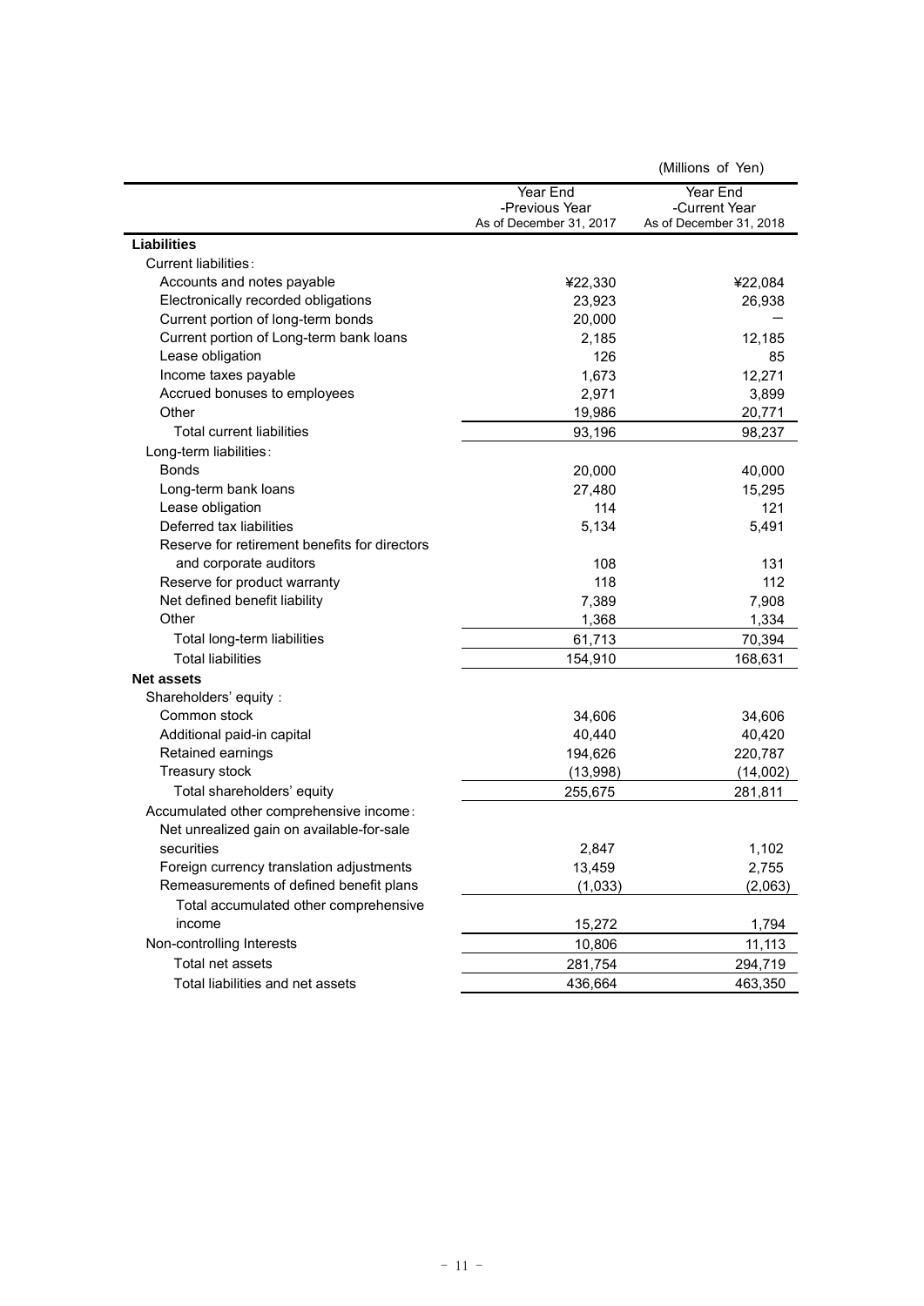(Millions of Yen)

| | Year End -Previous Year As of December 31, 2017 | Year End -Current Year As of December 31, 2018 |
|---|---|---|
| **Liabilities** | | |
| Current liabilities : | | |
| Accounts and notes payable | ¥22,330 | ¥22,084 |
| Electronically recorded obligations | 23,923 | 26,938 |
| Current portion of long-term bonds | 20,000 | — |
| Current portion of Long-term bank loans | 2,185 | 12,185 |
| Lease obligation | 126 | 85 |
| Income taxes payable | 1,673 | 12,271 |
| Accrued bonuses to employees | 2,971 | 3,899 |
| Other | 19,986 | 20,771 |
| Total current liabilities | 93,196 | 98,237 |
| Long-term liabilities : | | |
| Bonds | 20,000 | 40,000 |
| Long-term bank loans | 27,480 | 15,295 |
| Lease obligation | 114 | 121 |
| Deferred tax liabilities | 5,134 | 5,491 |
| Reserve for retirement benefits for directors and corporate auditors | 108 | 131 |
| Reserve for product warranty | 118 | 112 |
| Net defined benefit liability | 7,389 | 7,908 |
| Other | 1,368 | 1,334 |
| Total long-term liabilities | 61,713 | 70,394 |
| Total liabilities | 154,910 | 168,631 |
| **Net assets** | | |
| Shareholders' equity : | | |
| Common stock | 34,606 | 34,606 |
| Additional paid-in capital | 40,440 | 40,420 |
| Retained earnings | 194,626 | 220,787 |
| Treasury stock | (13,998) | (14,002) |
| Total shareholders' equity | 255,675 | 281,811 |
| Accumulated other comprehensive income : | | |
| Net unrealized gain on available-for-sale securities | 2,847 | 1,102 |
| Foreign currency translation adjustments | 13,459 | 2,755 |
| Remeasurements of defined benefit plans | (1,033) | (2,063) |
| Total accumulated other comprehensive income | 15,272 | 1,794 |
| Non-controlling Interests | 10,806 | 11,113 |
| Total net assets | 281,754 | 294,719 |
| Total liabilities and net assets | 436,664 | 463,350 |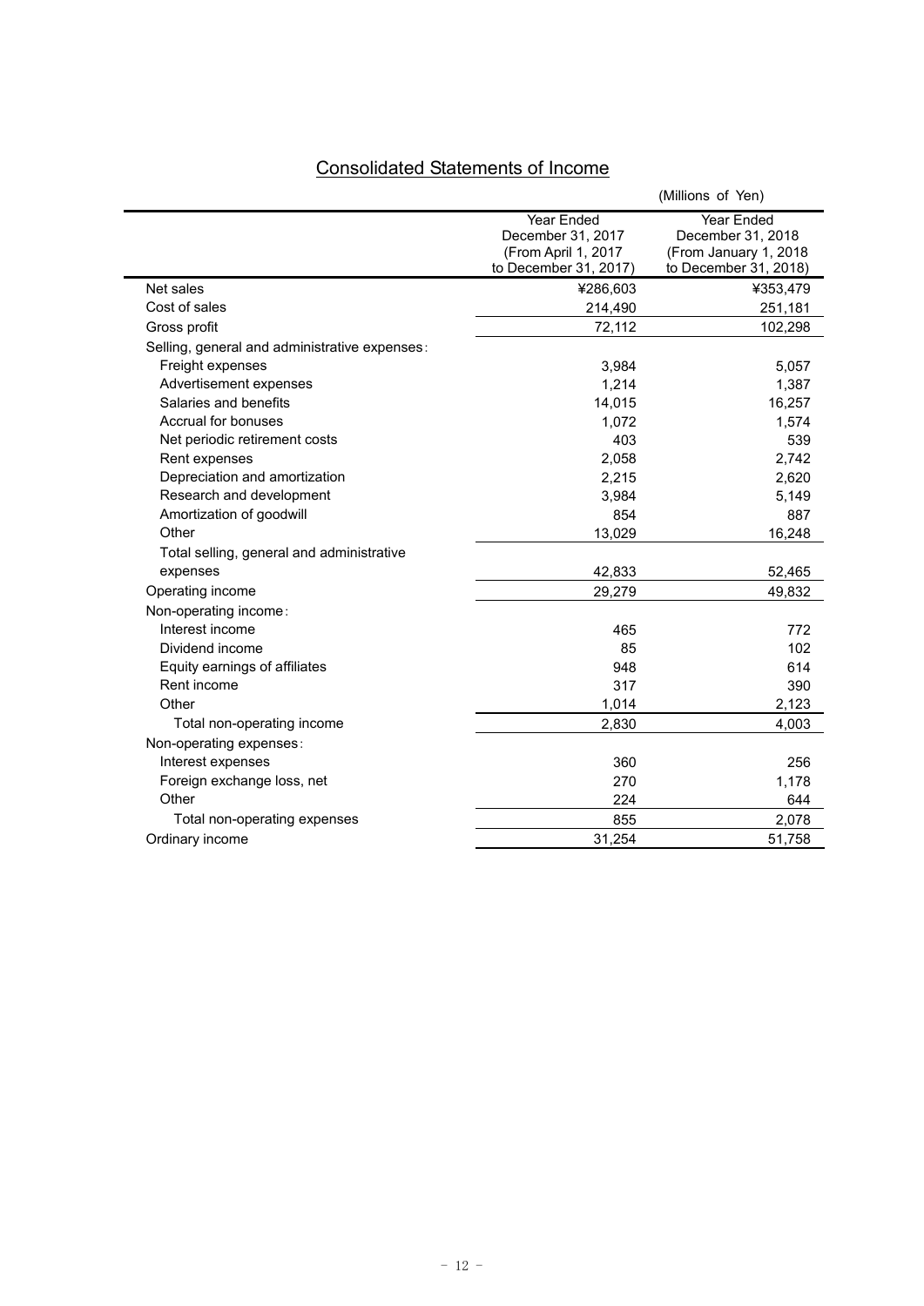# Consolidated Statements of Income

(Millions of Yen)

| | Year Ended December 31, 2017 (From April 1, 2017 to December 31, 2017) | Year Ended December 31, 2018 (From January 1, 2018 to December 31, 2018) |
|---|---|---|
| Net sales | ¥286,603 | ¥353,479 |
| Cost of sales | 214,490 | 251,181 |
| Gross profit | 72,112 | 102,298 |
| Selling, general and administrative expenses: | | |
| Freight expenses | 3,984 | 5,057 |
| Advertisement expenses | 1,214 | 1,387 |
| Salaries and benefits | 14,015 | 16,257 |
| Accrual for bonuses | 1,072 | 1,574 |
| Net periodic retirement costs | 403 | 539 |
| Rent expenses | 2,058 | 2,742 |
| Depreciation and amortization | 2,215 | 2,620 |
| Research and development | 3,984 | 5,149 |
| Amortization of goodwill | 854 | 887 |
| Other | 13,029 | 16,248 |
| Total selling, general and administrative expenses | 42,833 | 52,465 |
| Operating income | 29,279 | 49,832 |
| Non-operating income: | | |
| Interest income | 465 | 772 |
| Dividend income | 85 | 102 |
| Equity earnings of affiliates | 948 | 614 |
| Rent income | 317 | 390 |
| Other | 1,014 | 2,123 |
| Total non-operating income | 2,830 | 4,003 |
| Non-operating expenses: | | |
| Interest expenses | 360 | 256 |
| Foreign exchange loss, net | 270 | 1,178 |
| Other | 224 | 644 |
| Total non-operating expenses | 855 | 2,078 |
| Ordinary income | 31,254 | 51,758 |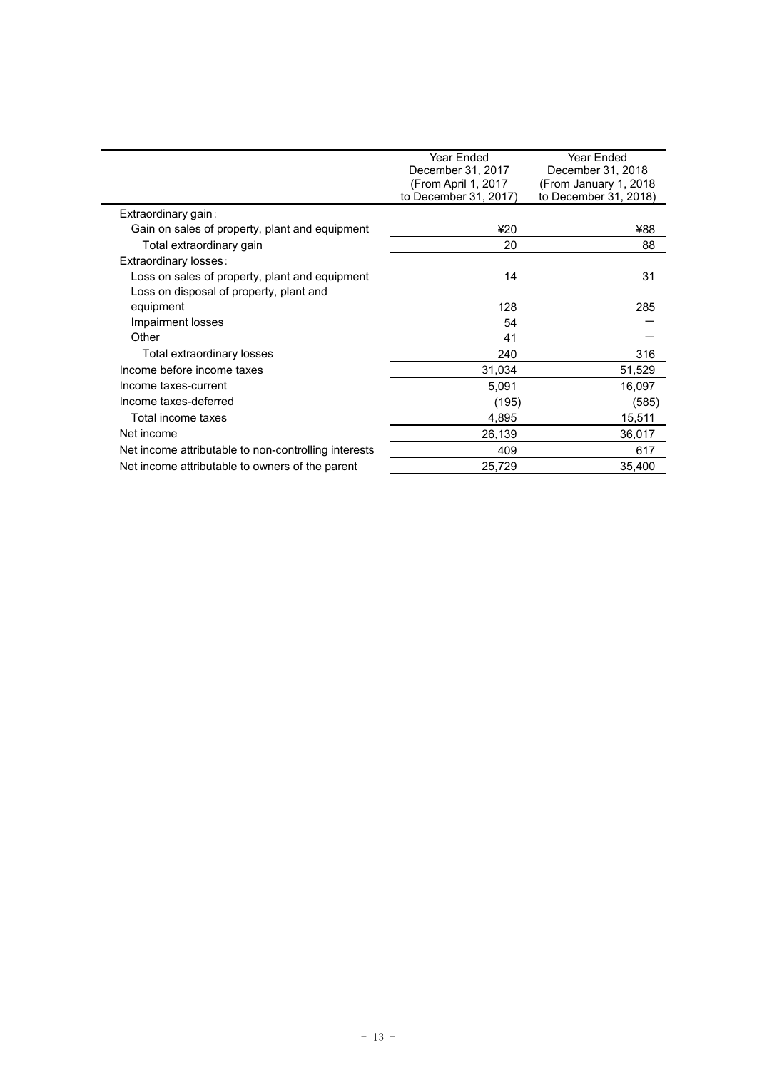| | Year Ended December 31, 2017 (From April 1, 2017 to December 31, 2017) | Year Ended December 31, 2018 (From January 1, 2018 to December 31, 2018) |
|---|---|---|
| Extraordinary gain： | | |
| Gain on sales of property, plant and equipment | ¥20 | ¥88 |
| Total extraordinary gain | 20 | 88 |
| Extraordinary losses： | | |
| Loss on sales of property, plant and equipment | 14 | 31 |
| Loss on disposal of property, plant and equipment | 128 | 285 |
| Impairment losses | 54 | ― |
| Other | 41 | ― |
| Total extraordinary losses | 240 | 316 |
| Income before income taxes | 31,034 | 51,529 |
| Income taxes-current | 5,091 | 16,097 |
| Income taxes-deferred | (195) | (585) |
| Total income taxes | 4,895 | 15,511 |
| Net income | 26,139 | 36,017 |
| Net income attributable to non-controlling interests | 409 | 617 |
| Net income attributable to owners of the parent | 25,729 | 35,400 |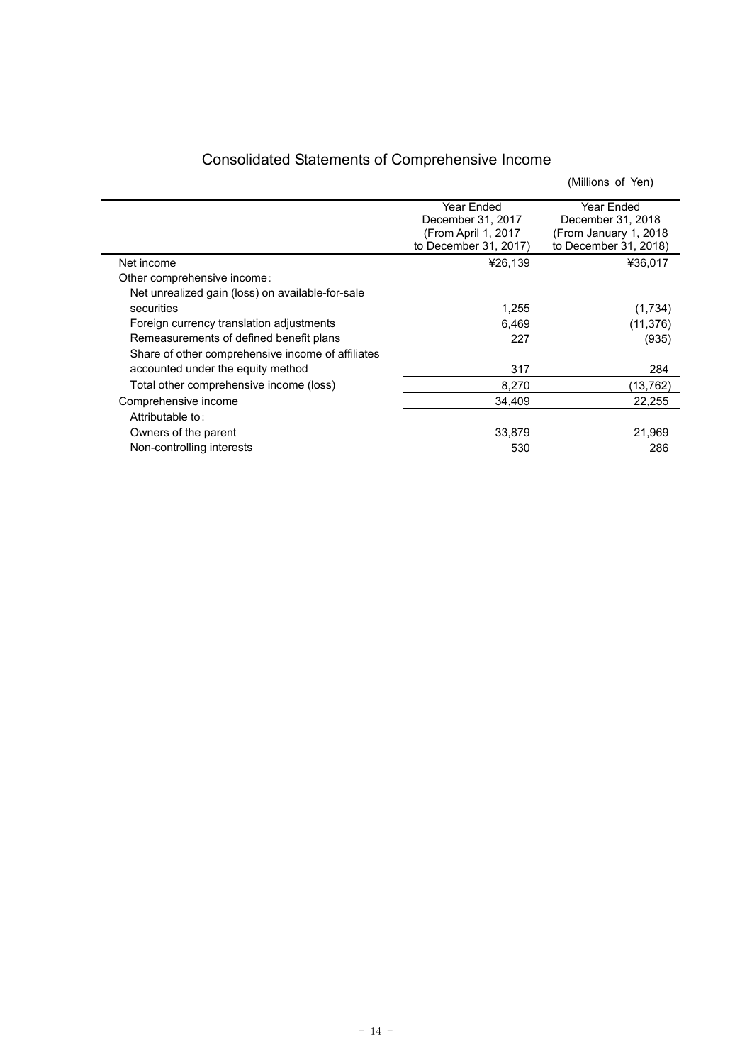# Consolidated Statements of Comprehensive Income

(Millions of Yen)

| | Year Ended December 31, 2017 (From April 1, 2017 to December 31, 2017) | Year Ended December 31, 2018 (From January 1, 2018 to December 31, 2018) |
|---|---|---|
| Net income | ¥26,139 | ¥36,017 |
| Other comprehensive income: | | |
| Net unrealized gain (loss) on available-for-sale securities | 1,255 | (1,734) |
| Foreign currency translation adjustments | 6,469 | (11,376) |
| Remeasurements of defined benefit plans | 227 | (935) |
| Share of other comprehensive income of affiliates accounted under the equity method | 317 | 284 |
| Total other comprehensive income (loss) | 8,270 | (13,762) |
| Comprehensive income | 34,409 | 22,255 |
| Attributable to: | | |
| Owners of the parent | 33,879 | 21,969 |
| Non-controlling interests | 530 | 286 |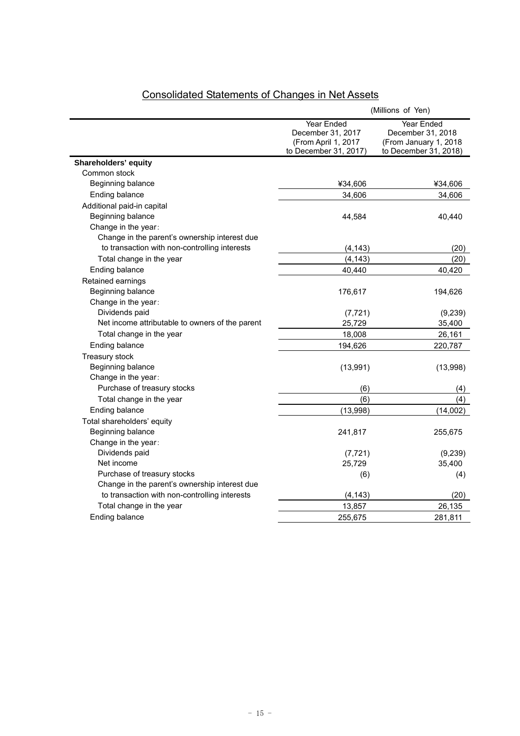# Consolidated Statements of Changes in Net Assets

(Millions of Yen)

| | Year Ended December 31, 2017 (From April 1, 2017 to December 31, 2017) | Year Ended December 31, 2018 (From January 1, 2018 to December 31, 2018) |
|---|---|---|
| **Shareholders' equity** | | |
| Common stock | | |
| Beginning balance | ¥34,606 | ¥34,606 |
| Ending balance | 34,606 | 34,606 |
| Additional paid-in capital | | |
| Beginning balance | 44,584 | 40,440 |
| Change in the year: | | |
| Change in the parent's ownership interest due to transaction with non-controlling interests | (4,143) | (20) |
| Total change in the year | (4,143) | (20) |
| Ending balance | 40,440 | 40,420 |
| Retained earnings | | |
| Beginning balance | 176,617 | 194,626 |
| Change in the year: | | |
| Dividends paid | (7,721) | (9,239) |
| Net income attributable to owners of the parent | 25,729 | 35,400 |
| Total change in the year | 18,008 | 26,161 |
| Ending balance | 194,626 | 220,787 |
| Treasury stock | | |
| Beginning balance | (13,991) | (13,998) |
| Change in the year: | | |
| Purchase of treasury stocks | (6) | (4) |
| Total change in the year | (6) | (4) |
| Ending balance | (13,998) | (14,002) |
| Total shareholders' equity | | |
| Beginning balance | 241,817 | 255,675 |
| Change in the year: | | |
| Dividends paid | (7,721) | (9,239) |
| Net income | 25,729 | 35,400 |
| Purchase of treasury stocks | (6) | (4) |
| Change in the parent's ownership interest due to transaction with non-controlling interests | (4,143) | (20) |
| Total change in the year | 13,857 | 26,135 |
| Ending balance | 255,675 | 281,811 |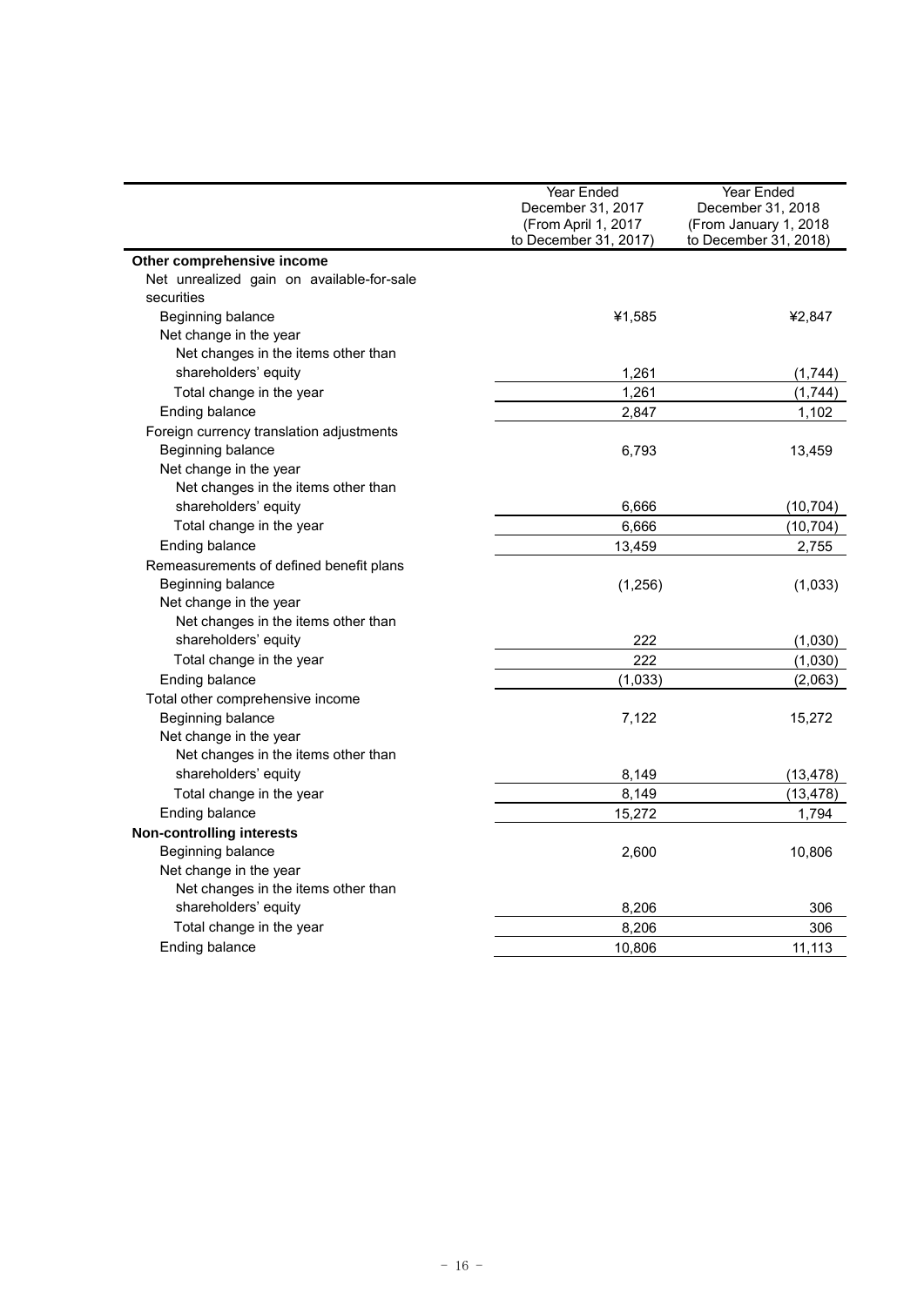| | Year Ended December 31, 2017 (From April 1, 2017 to December 31, 2017) | Year Ended December 31, 2018 (From January 1, 2018 to December 31, 2018) |
|---|---|---|
| **Other comprehensive income** | | |
| Net unrealized gain on available-for-sale securities | | |
| Beginning balance | ¥1,585 | ¥2,847 |
| Net change in the year | | |
| Net changes in the items other than shareholders' equity | 1,261 | (1,744) |
| Total change in the year | 1,261 | (1,744) |
| Ending balance | 2,847 | 1,102 |
| Foreign currency translation adjustments | | |
| Beginning balance | 6,793 | 13,459 |
| Net change in the year | | |
| Net changes in the items other than shareholders' equity | 6,666 | (10,704) |
| Total change in the year | 6,666 | (10,704) |
| Ending balance | 13,459 | 2,755 |
| Remeasurements of defined benefit plans | | |
| Beginning balance | (1,256) | (1,033) |
| Net change in the year | | |
| Net changes in the items other than shareholders' equity | 222 | (1,030) |
| Total change in the year | 222 | (1,030) |
| Ending balance | (1,033) | (2,063) |
| Total other comprehensive income | | |
| Beginning balance | 7,122 | 15,272 |
| Net change in the year | | |
| Net changes in the items other than shareholders' equity | 8,149 | (13,478) |
| Total change in the year | 8,149 | (13,478) |
| Ending balance | 15,272 | 1,794 |
| **Non-controlling interests** | | |
| Beginning balance | 2,600 | 10,806 |
| Net change in the year | | |
| Net changes in the items other than shareholders' equity | 8,206 | 306 |
| Total change in the year | 8,206 | 306 |
| Ending balance | 10,806 | 11,113 |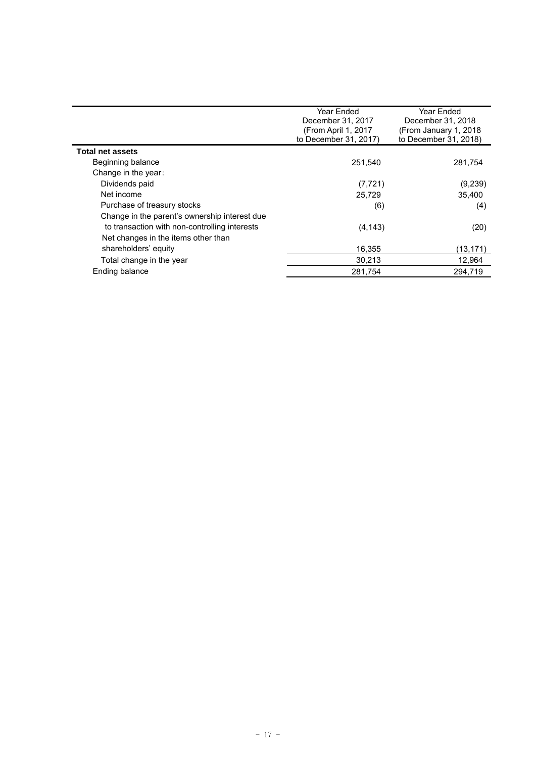| | Year Ended December 31, 2017 (From April 1, 2017 to December 31, 2017) | Year Ended December 31, 2018 (From January 1, 2018 to December 31, 2018) |
|---|---|---|
| **Total net assets** | | |
| Beginning balance | 251,540 | 281,754 |
| Change in the year： | | |
| Dividends paid | (7,721) | (9,239) |
| Net income | 25,729 | 35,400 |
| Purchase of treasury stocks | (6) | (4) |
| Change in the parent's ownership interest due to transaction with non-controlling interests | (4,143) | (20) |
| Net changes in the items other than shareholders' equity | 16,355 | (13,171) |
| Total change in the year | 30,213 | 12,964 |
| Ending balance | 281,754 | 294,719 |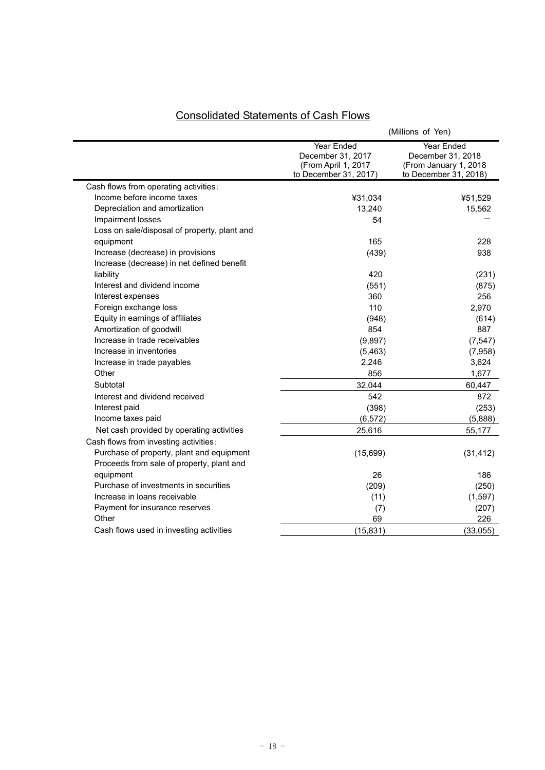## Consolidated Statements of Cash Flows

(Millions of Yen)

| | Year Ended December 31, 2017 (From April 1, 2017 to December 31, 2017) | Year Ended December 31, 2018 (From January 1, 2018 to December 31, 2018) |
|---|---|---|
| Cash flows from operating activities: | | |
| Income before income taxes | ¥31,034 | ¥51,529 |
| Depreciation and amortization | 13,240 | 15,562 |
| Impairment losses | 54 | ― |
| Loss on sale/disposal of property, plant and equipment | 165 | 228 |
| Increase (decrease) in provisions | (439) | 938 |
| Increase (decrease) in net defined benefit liability | 420 | (231) |
| Interest and dividend income | (551) | (875) |
| Interest expenses | 360 | 256 |
| Foreign exchange loss | 110 | 2,970 |
| Equity in earnings of affiliates | (948) | (614) |
| Amortization of goodwill | 854 | 887 |
| Increase in trade receivables | (9,897) | (7,547) |
| Increase in inventories | (5,463) | (7,958) |
| Increase in trade payables | 2,246 | 3,624 |
| Other | 856 | 1,677 |
| Subtotal | 32,044 | 60,447 |
| Interest and dividend received | 542 | 872 |
| Interest paid | (398) | (253) |
| Income taxes paid | (6,572) | (5,888) |
| Net cash provided by operating activities | 25,616 | 55,177 |
| Cash flows from investing activities: | | |
| Purchase of property, plant and equipment | (15,699) | (31,412) |
| Proceeds from sale of property, plant and equipment | 26 | 186 |
| Purchase of investments in securities | (209) | (250) |
| Increase in loans receivable | (11) | (1,597) |
| Payment for insurance reserves | (7) | (207) |
| Other | 69 | 226 |
| Cash flows used in investing activities | (15,831) | (33,055) |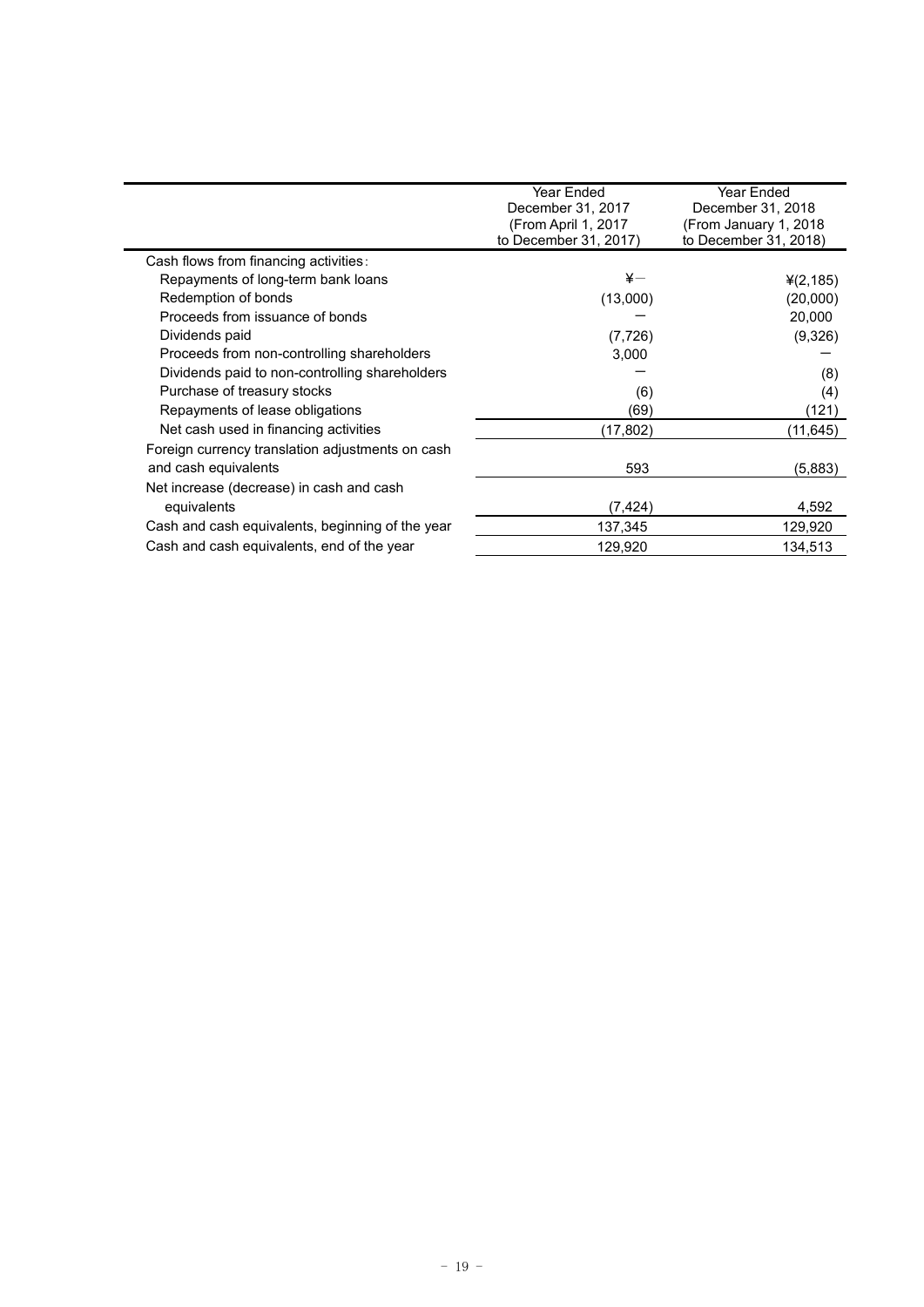| | Year Ended December 31, 2017 (From April 1, 2017 to December 31, 2017) | Year Ended December 31, 2018 (From January 1, 2018 to December 31, 2018) |
|---|---|---|
| Cash flows from financing activities: | | |
| Repayments of long-term bank loans | ¥— | ¥(2,185) |
| Redemption of bonds | (13,000) | (20,000) |
| Proceeds from issuance of bonds | — | 20,000 |
| Dividends paid | (7,726) | (9,326) |
| Proceeds from non-controlling shareholders | 3,000 | — |
| Dividends paid to non-controlling shareholders | — | (8) |
| Purchase of treasury stocks | (6) | (4) |
| Repayments of lease obligations | (69) | (121) |
| Net cash used in financing activities | (17,802) | (11,645) |
| Foreign currency translation adjustments on cash and cash equivalents | 593 | (5,883) |
| Net increase (decrease) in cash and cash equivalents | (7,424) | 4,592 |
| Cash and cash equivalents, beginning of the year | 137,345 | 129,920 |
| Cash and cash equivalents, end of the year | 129,920 | 134,513 |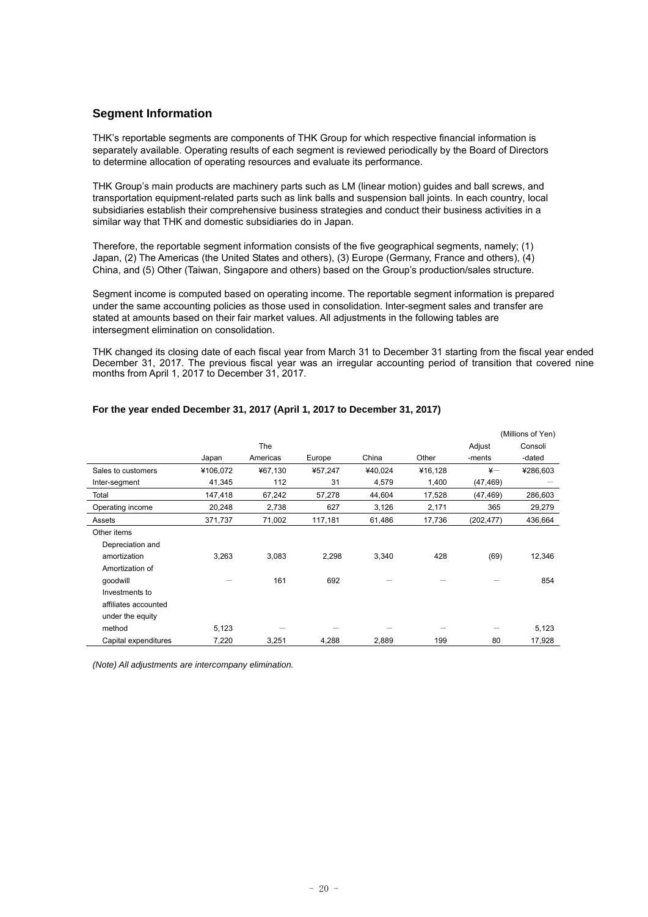## Segment Information

THK's reportable segments are components of THK Group for which respective financial information is separately available. Operating results of each segment is reviewed periodically by the Board of Directors to determine allocation of operating resources and evaluate its performance.

THK Group's main products are machinery parts such as LM (linear motion) guides and ball screws, and transportation equipment-related parts such as link balls and suspension ball joints. In each country, local subsidiaries establish their comprehensive business strategies and conduct their business activities in a similar way that THK and domestic subsidiaries do in Japan.

Therefore, the reportable segment information consists of the five geographical segments, namely; (1) Japan, (2) The Americas (the United States and others), (3) Europe (Germany, France and others), (4) China, and (5) Other (Taiwan, Singapore and others) based on the Group's production/sales structure.

Segment income is computed based on operating income. The reportable segment information is prepared under the same accounting policies as those used in consolidation. Inter-segment sales and transfer are stated at amounts based on their fair market values. All adjustments in the following tables are intersegment elimination on consolidation.

THK changed its closing date of each fiscal year from March 31 to December 31 starting from the fiscal year ended December 31, 2017. The previous fiscal year was an irregular accounting period of transition that covered nine months from April 1, 2017 to December 31, 2017.

**For the year ended December 31, 2017 (April 1, 2017 to December 31, 2017)**

(Millions of Yen)

| | Japan | The Americas | Europe | China | Other | Adjust -ments | Consoli -dated |
|---|---|---|---|---|---|---|---|
| Sales to customers | ¥106,072 | ¥67,130 | ¥57,247 | ¥40,024 | ¥16,128 | ¥− | ¥286,603 |
| Inter-segment | 41,345 | 112 | 31 | 4,579 | 1,400 | (47,469) | − |
| Total | 147,418 | 67,242 | 57,278 | 44,604 | 17,528 | (47,469) | 286,603 |
| Operating income | 20,248 | 2,738 | 627 | 3,126 | 2,171 | 365 | 29,279 |
| Assets | 371,737 | 71,002 | 117,181 | 61,486 | 17,736 | (202,477) | 436,664 |
| Other items | | | | | | | |
| Depreciation and amortization | 3,263 | 3,083 | 2,298 | 3,340 | 428 | (69) | 12,346 |
| Amortization of goodwill | − | 161 | 692 | − | − | − | 854 |
| Investments to affiliates accounted under the equity method | 5,123 | − | − | − | − | − | 5,123 |
| Capital expenditures | 7,220 | 3,251 | 4,288 | 2,889 | 199 | 80 | 17,928 |

*(Note) All adjustments are intercompany elimination.*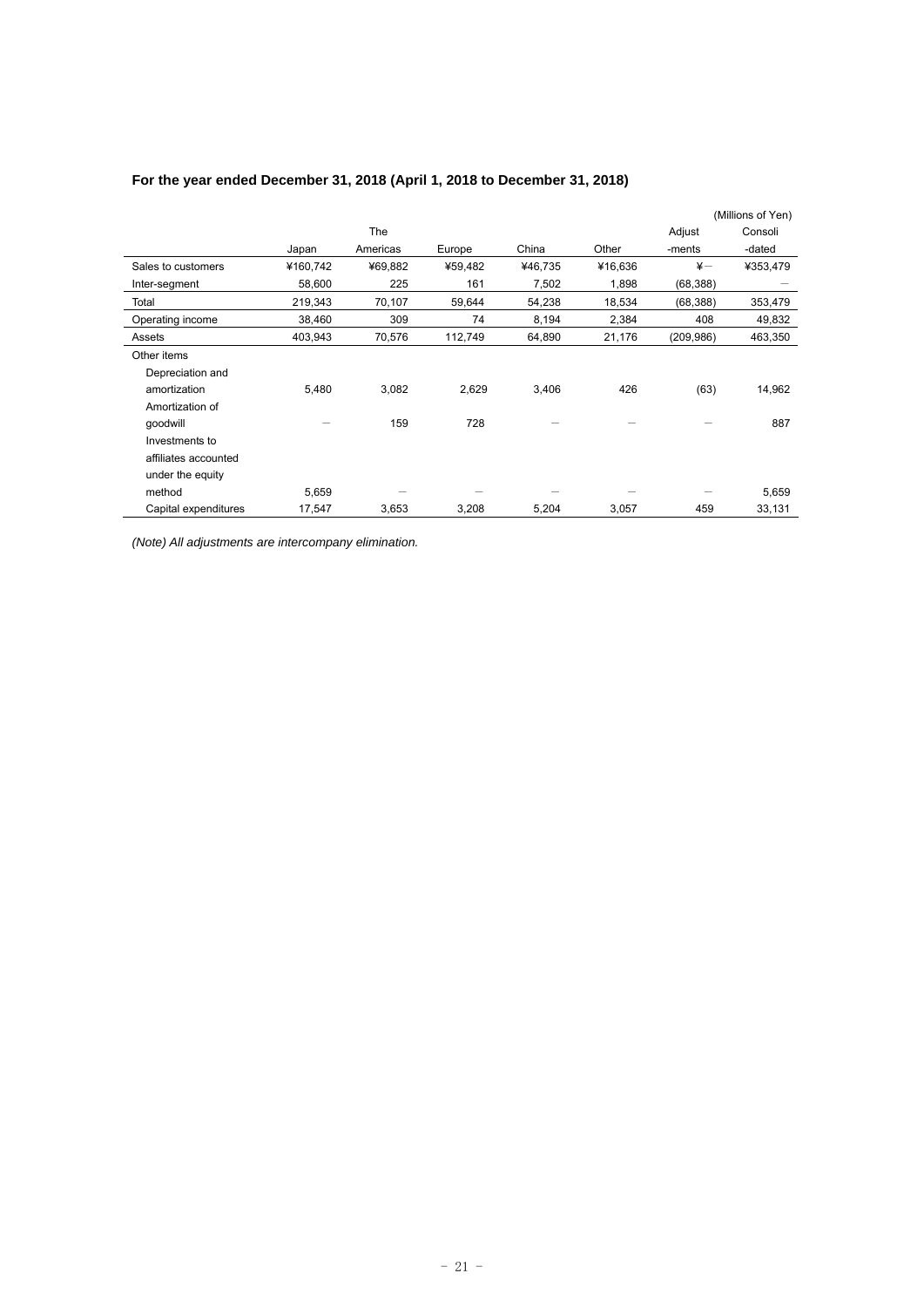### For the year ended December 31, 2018 (April 1, 2018 to December 31, 2018)

(Millions of Yen)

| | Japan | The Americas | Europe | China | Other | Adjust -ments | Consoli -dated |
|---|---|---|---|---|---|---|---|
| Sales to customers | ¥160,742 | ¥69,882 | ¥59,482 | ¥46,735 | ¥16,636 | ¥－ | ¥353,479 |
| Inter-segment | 58,600 | 225 | 161 | 7,502 | 1,898 | (68,388) | － |
| Total | 219,343 | 70,107 | 59,644 | 54,238 | 18,534 | (68,388) | 353,479 |
| Operating income | 38,460 | 309 | 74 | 8,194 | 2,384 | 408 | 49,832 |
| Assets | 403,943 | 70,576 | 112,749 | 64,890 | 21,176 | (209,986) | 463,350 |
| Other items | | | | | | | |
| Depreciation and amortization | 5,480 | 3,082 | 2,629 | 3,406 | 426 | (63) | 14,962 |
| Amortization of goodwill | － | 159 | 728 | － | － | － | 887 |
| Investments to affiliates accounted under the equity method | 5,659 | － | － | － | － | － | 5,659 |
| Capital expenditures | 17,547 | 3,653 | 3,208 | 5,204 | 3,057 | 459 | 33,131 |

*(Note) All adjustments are intercompany elimination.*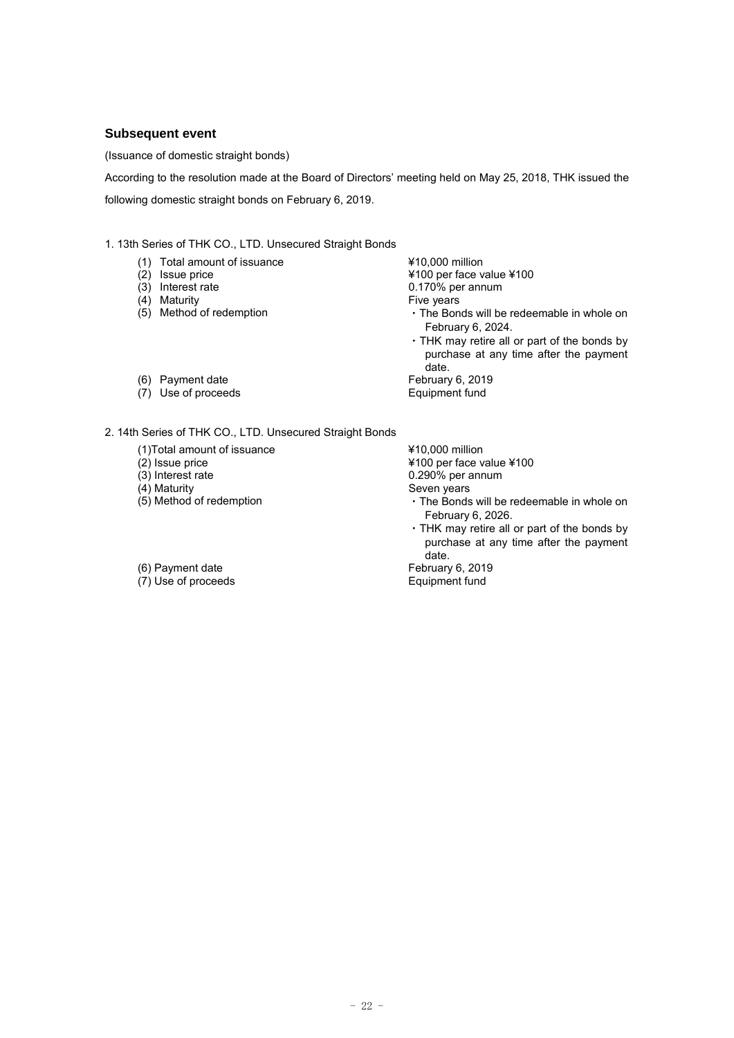## Subsequent event

(Issuance of domestic straight bonds)

According to the resolution made at the Board of Directors' meeting held on May 25, 2018, THK issued the following domestic straight bonds on February 6, 2019.

1. 13th Series of THK CO., LTD. Unsecured Straight Bonds

| | |
|---|---|
| (1) Total amount of issuance | ¥10,000 million |
| (2) Issue price | ¥100 per face value ¥100 |
| (3) Interest rate | 0.170% per annum |
| (4) Maturity | Five years |
| (5) Method of redemption | ・The Bonds will be redeemable in whole on February 6, 2024.<br>・THK may retire all or part of the bonds by purchase at any time after the payment date. |
| (6) Payment date | February 6, 2019 |
| (7) Use of proceeds | Equipment fund |

2. 14th Series of THK CO., LTD. Unsecured Straight Bonds

| | |
|---|---|
| (1)Total amount of issuance | ¥10,000 million |
| (2) Issue price | ¥100 per face value ¥100 |
| (3) Interest rate | 0.290% per annum |
| (4) Maturity | Seven years |
| (5) Method of redemption | ・The Bonds will be redeemable in whole on February 6, 2026.<br>・THK may retire all or part of the bonds by purchase at any time after the payment date. |
| (6) Payment date | February 6, 2019 |
| (7) Use of proceeds | Equipment fund |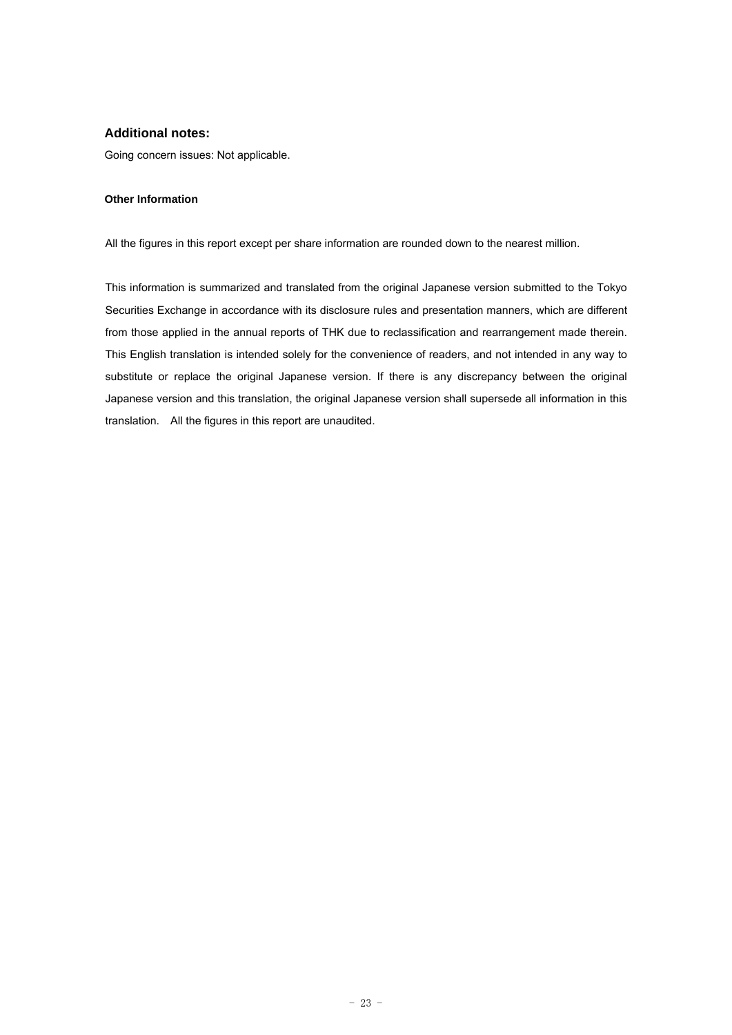## Additional notes:

Going concern issues: Not applicable.

### Other Information

All the figures in this report except per share information are rounded down to the nearest million.

This information is summarized and translated from the original Japanese version submitted to the Tokyo Securities Exchange in accordance with its disclosure rules and presentation manners, which are different from those applied in the annual reports of THK due to reclassification and rearrangement made therein. This English translation is intended solely for the convenience of readers, and not intended in any way to substitute or replace the original Japanese version. If there is any discrepancy between the original Japanese version and this translation, the original Japanese version shall supersede all information in this translation. All the figures in this report are unaudited.